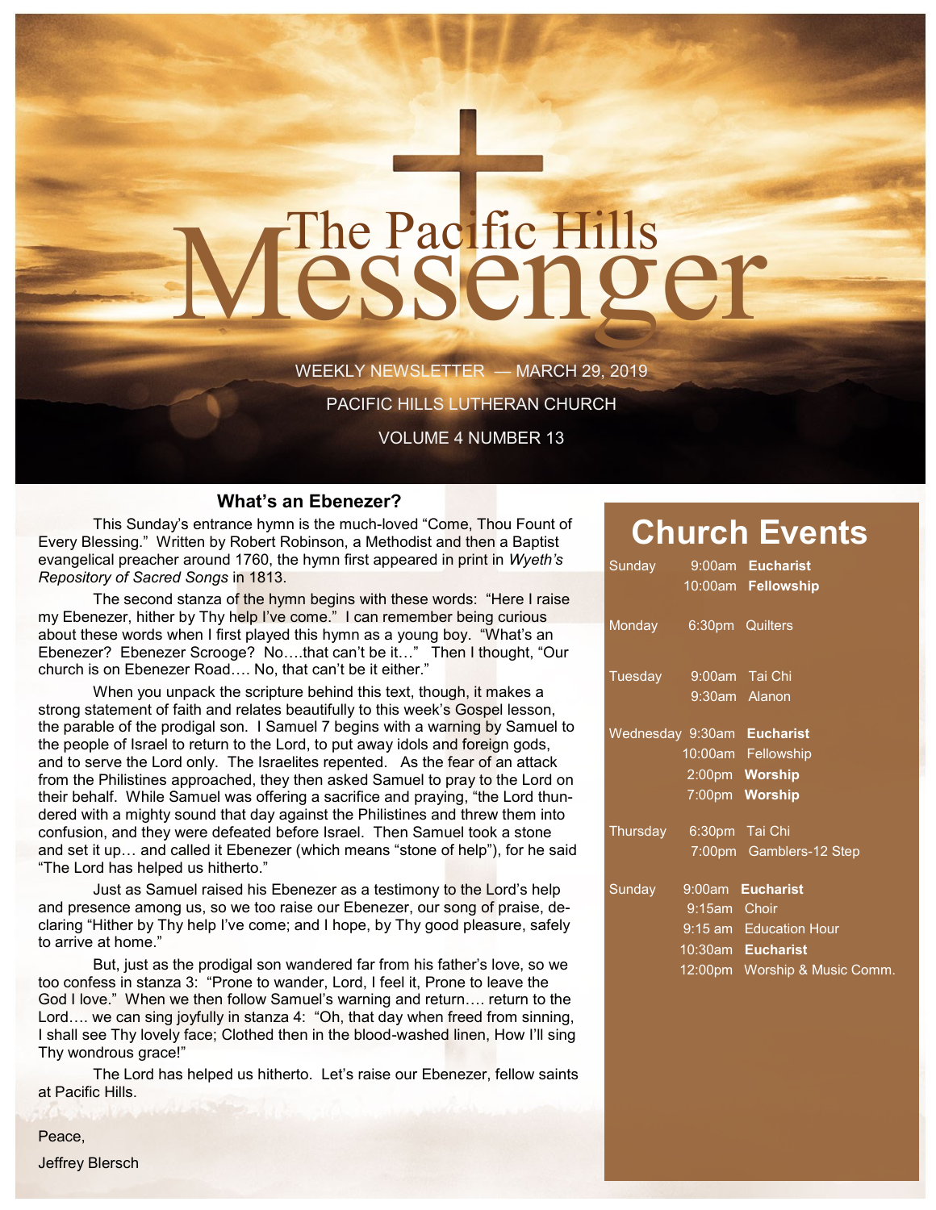# The Pacific Hills Messenger

WEEKLY NEWSLETTER — MARCH 29, 2019

PACIFIC HILLS LUTHERAN CHURCH

VOLUME 4 NUMBER 13

## What's an Ebenezer?

This Sunday's entrance hymn is the much-loved "Come, Thou Fount of Every Blessing." Written by Robert Robinson, a Methodist and then a Baptist evangelical preacher around 1760, the hymn first appeared in print in *Wyeth's Repository of Sacred Songs* in 1813.

The second stanza of the hymn begins with these words: "Here I raise my Ebenezer, hither by Thy help I've come." I can remember being curious about these words when I first played this hymn as a young boy. "What's an Ebenezer? Ebenezer Scrooge? No….that can't be it…" Then I thought, "Our church is on Ebenezer Road…. No, that can't be it either."

When you unpack the scripture behind this text, though, it makes a strong statement of faith and relates beautifully to this week's Gospel lesson, the parable of the prodigal son. I Samuel 7 begins with a warning by Samuel to the people of Israel to return to the Lord, to put away idols and foreign gods, and to serve the Lord only. The Israelites repented. As the fear of an attack from the Philistines approached, they then asked Samuel to pray to the Lord on their behalf. While Samuel was offering a sacrifice and praying, "the Lord thundered with a mighty sound that day against the Philistines and threw them into confusion, and they were defeated before Israel. Then Samuel took a stone and set it up… and called it Ebenezer (which means "stone of help"), for he said "The Lord has helped us hitherto."

Just as Samuel raised his Ebenezer as a testimony to the Lord's help and presence among us, so we too raise our Ebenezer, our song of praise, declaring "Hither by Thy help I've come; and I hope, by Thy good pleasure, safely to arrive at home."

But, just as the prodigal son wandered far from his father's love, so we too confess in stanza 3: "Prone to wander, Lord, I feel it, Prone to leave the God I love." When we then follow Samuel's warning and return…. return to the Lord…. we can sing joyfully in stanza 4: "Oh, that day when freed from sinning, I shall see Thy lovely face; Clothed then in the blood-washed linen, How I'll sing Thy wondrous grace!"

The Lord has helped us hitherto. Let's raise our Ebenezer, fellow saints at Pacific Hills.

Peace,

Jeffrey Blersch

## Church Events

| Day | Time | Event |
|---|---|---|
| Sunday | 9:00am | **Eucharist** |
| | 10:00am | **Fellowship** |
| Monday | 6:30pm | Quilters |
| Tuesday | 9:00am | Tai Chi |
| | 9:30am | Alanon |
| Wednesday | 9:30am | **Eucharist** |
| | 10:00am | Fellowship |
| | 2:00pm | **Worship** |
| | 7:00pm | **Worship** |
| Thursday | 6:30pm | Tai Chi |
| | 7:00pm | Gamblers-12 Step |
| Sunday | 9:00am | **Eucharist** |
| | 9:15am | Choir |
| | 9:15 am | Education Hour |
| | 10:30am | **Eucharist** |
| | 12:00pm | Worship & Music Comm. |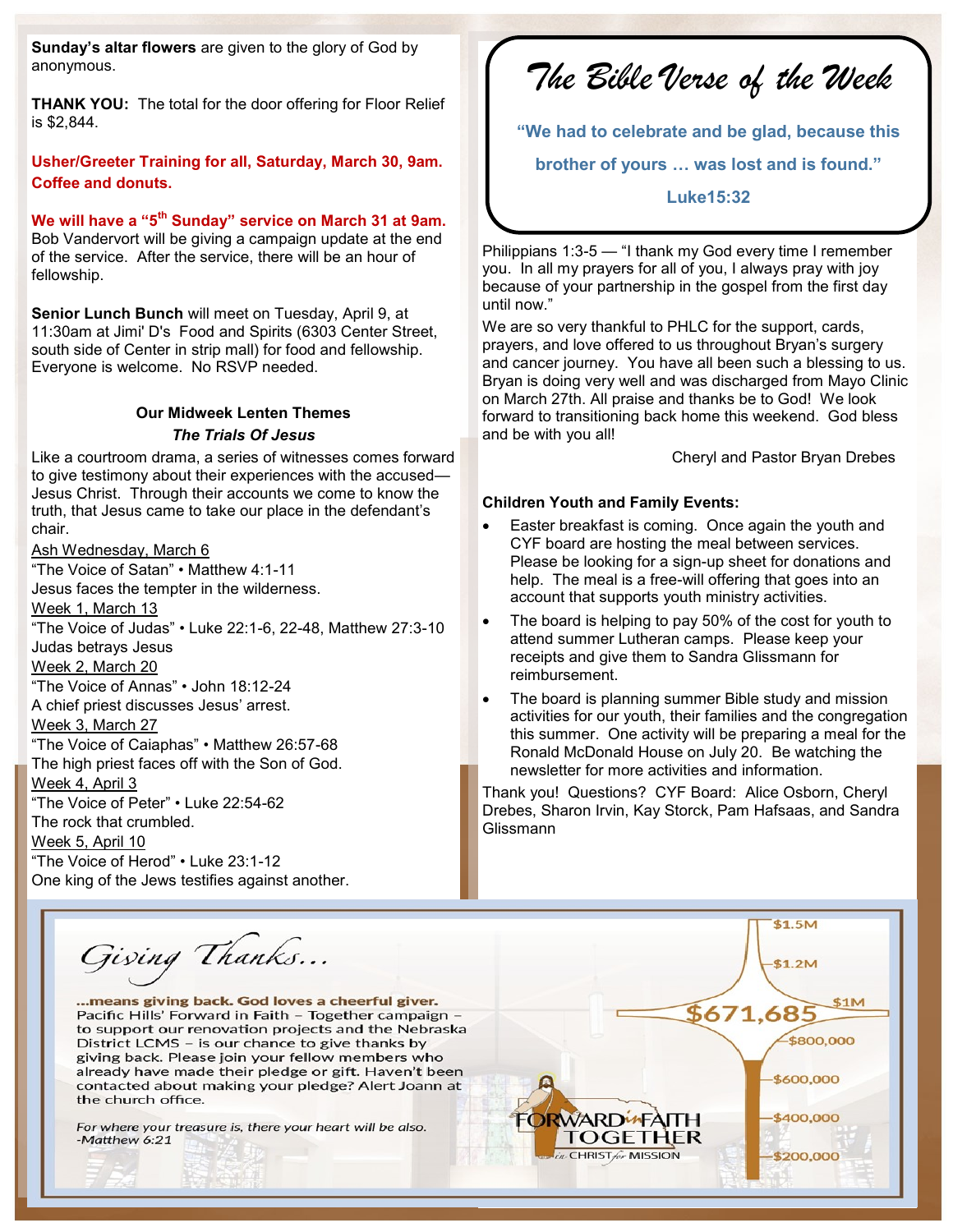**Sunday's altar flowers** are given to the glory of God by anonymous.

**THANK YOU:** The total for the door offering for Floor Relief is $2,844.

**Usher/Greeter Training for all, Saturday, March 30, 9am. Coffee and donuts.**

**We will have a "5th Sunday" service on March 31 at 9am.** Bob Vandervort will be giving a campaign update at the end of the service. After the service, there will be an hour of fellowship.

**Senior Lunch Bunch** will meet on Tuesday, April 9, at 11:30am at Jimi' D's Food and Spirits (6303 Center Street, south side of Center in strip mall) for food and fellowship. Everyone is welcome. No RSVP needed.

### Our Midweek Lenten Themes

***The Trials Of Jesus***

Like a courtroom drama, a series of witnesses comes forward to give testimony about their experiences with the accused—Jesus Christ. Through their accounts we come to know the truth, that Jesus came to take our place in the defendant's chair.

Ash Wednesday, March 6
"The Voice of Satan" • Matthew 4:1-11
Jesus faces the tempter in the wilderness.

Week 1, March 13
"The Voice of Judas" • Luke 22:1-6, 22-48, Matthew 27:3-10
Judas betrays Jesus

Week 2, March 20
"The Voice of Annas" • John 18:12-24
A chief priest discusses Jesus' arrest.

Week 3, March 27
"The Voice of Caiaphas" • Matthew 26:57-68
The high priest faces off with the Son of God.

Week 4, April 3
"The Voice of Peter" • Luke 22:54-62
The rock that crumbled.

Week 5, April 10
"The Voice of Herod" • Luke 23:1-12
One king of the Jews testifies against another.

## *The Bible Verse of the Week*

**"We had to celebrate and be glad, because this brother of yours … was lost and is found."**

**Luke15:32**

Philippians 1:3-5 — "I thank my God every time I remember you. In all my prayers for all of you, I always pray with joy because of your partnership in the gospel from the first day until now."

We are so very thankful to PHLC for the support, cards, prayers, and love offered to us throughout Bryan's surgery and cancer journey. You have all been such a blessing to us. Bryan is doing very well and was discharged from Mayo Clinic on March 27th. All praise and thanks be to God! We look forward to transitioning back home this weekend. God bless and be with you all!

Cheryl and Pastor Bryan Drebes

**Children Youth and Family Events:**

- Easter breakfast is coming. Once again the youth and CYF board are hosting the meal between services. Please be looking for a sign-up sheet for donations and help. The meal is a free-will offering that goes into an account that supports youth ministry activities.
- The board is helping to pay 50% of the cost for youth to attend summer Lutheran camps. Please keep your receipts and give them to Sandra Glissmann for reimbursement.
- The board is planning summer Bible study and mission activities for our youth, their families and the congregation this summer. One activity will be preparing a meal for the Ronald McDonald House on July 20. Be watching the newsletter for more activities and information.

Thank you! Questions? CYF Board: Alice Osborn, Cheryl Drebes, Sharon Irvin, Kay Storck, Pam Hafsaas, and Sandra Glissmann

*Giving Thanks…*

**…means giving back. God loves a cheerful giver.** Pacific Hills' Forward in Faith – Together campaign – to support our renovation projects and the Nebraska District LCMS – is our chance to give thanks by giving back. Please join your fellow members who already have made their pledge or gift. Haven't been contacted about making your pledge? Alert Joann at the church office.

*For where your treasure is, there your heart will be also. -Matthew 6:21*

$1.5M
$1.2M
$1M
$671,685
$800,000
$600,000
$400,000
$200,000

FORWARD in FAITH TOGETHER
in CHRIST for MISSION